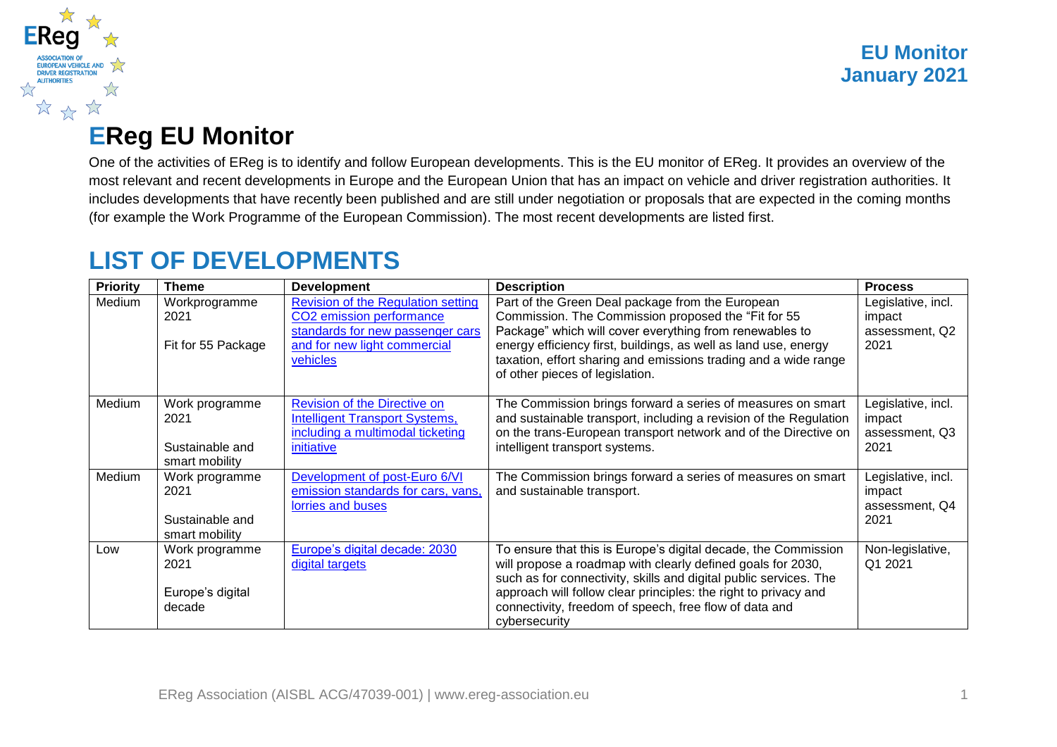EU Monitor
January 2021

# EReg EU Monitor

One of the activities of EReg is to identify and follow European developments. This is the EU monitor of EReg. It provides an overview of the most relevant and recent developments in Europe and the European Union that has an impact on vehicle and driver registration authorities. It includes developments that have recently been published and are still under negotiation or proposals that are expected in the coming months (for example the Work Programme of the European Commission). The most recent developments are listed first.

## LIST OF DEVELOPMENTS

| Priority | Theme | Development | Description | Process |
|---|---|---|---|---|
| Medium | Workprogramme 2021<br><br>Fit for 55 Package | Revision of the Regulation setting $CO_2$ emission performance standards for new passenger cars and for new light commercial vehicles | Part of the Green Deal package from the European Commission. The Commission proposed the "Fit for 55 Package" which will cover everything from renewables to energy efficiency first, buildings, as well as land use, energy taxation, effort sharing and emissions trading and a wide range of other pieces of legislation. | Legislative, incl. impact assessment, Q2 2021 |
| Medium | Work programme 2021<br><br>Sustainable and smart mobility | Revision of the Directive on Intelligent Transport Systems, including a multimodal ticketing initiative | The Commission brings forward a series of measures on smart and sustainable transport, including a revision of the Regulation on the trans-European transport network and of the Directive on intelligent transport systems. | Legislative, incl. impact assessment, Q3 2021 |
| Medium | Work programme 2021<br><br>Sustainable and smart mobility | Development of post-Euro 6/VI emission standards for cars, vans, lorries and buses | The Commission brings forward a series of measures on smart and sustainable transport. | Legislative, incl. impact assessment, Q4 2021 |
| Low | Work programme 2021<br><br>Europe's digital decade | Europe's digital decade: 2030 digital targets | To ensure that this is Europe's digital decade, the Commission will propose a roadmap with clearly defined goals for 2030, such as for connectivity, skills and digital public services. The approach will follow clear principles: the right to privacy and connectivity, freedom of speech, free flow of data and cybersecurity | Non-legislative, Q1 2021 |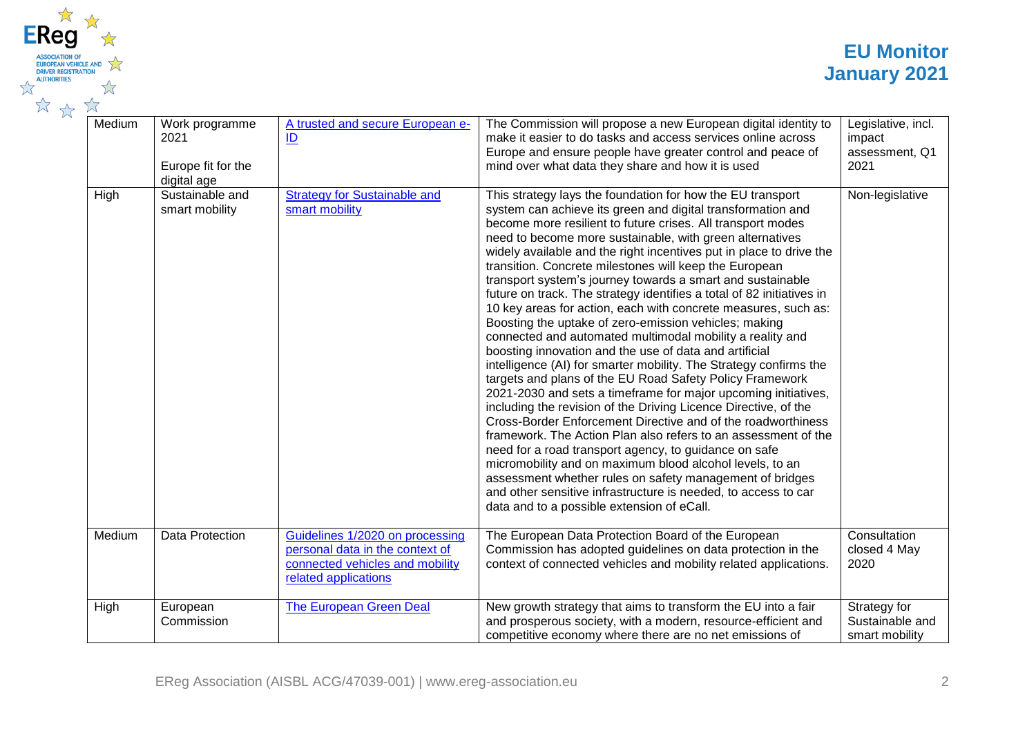| | | | | |
|---|---|---|---|---|
| Medium | Work programme 2021<br><br>Europe fit for the digital age | [A trusted and secure European e-ID]() | The Commission will propose a new European digital identity to make it easier to do tasks and access services online across Europe and ensure people have greater control and peace of mind over what data they share and how it is used | Legislative, incl. impact assessment, Q1 2021 |
| High | Sustainable and smart mobility | [Strategy for Sustainable and smart mobility]() | This strategy lays the foundation for how the EU transport system can achieve its green and digital transformation and become more resilient to future crises. All transport modes need to become more sustainable, with green alternatives widely available and the right incentives put in place to drive the transition. Concrete milestones will keep the European transport system's journey towards a smart and sustainable future on track. The strategy identifies a total of 82 initiatives in 10 key areas for action, each with concrete measures, such as: Boosting the uptake of zero-emission vehicles; making connected and automated multimodal mobility a reality and boosting innovation and the use of data and artificial intelligence (AI) for smarter mobility. The Strategy confirms the targets and plans of the EU Road Safety Policy Framework 2021-2030 and sets a timeframe for major upcoming initiatives, including the revision of the Driving Licence Directive, of the Cross-Border Enforcement Directive and of the roadworthiness framework. The Action Plan also refers to an assessment of the need for a road transport agency, to guidance on safe micromobility and on maximum blood alcohol levels, to an assessment whether rules on safety management of bridges and other sensitive infrastructure is needed, to access to car data and to a possible extension of eCall. | Non-legislative |
| Medium | Data Protection | [Guidelines 1/2020 on processing personal data in the context of connected vehicles and mobility related applications]() | The European Data Protection Board of the European Commission has adopted guidelines on data protection in the context of connected vehicles and mobility related applications. | Consultation closed 4 May 2020 |
| High | European Commission | [The European Green Deal]() | New growth strategy that aims to transform the EU into a fair and prosperous society, with a modern, resource-efficient and competitive economy where there are no net emissions of | Strategy for Sustainable and smart mobility |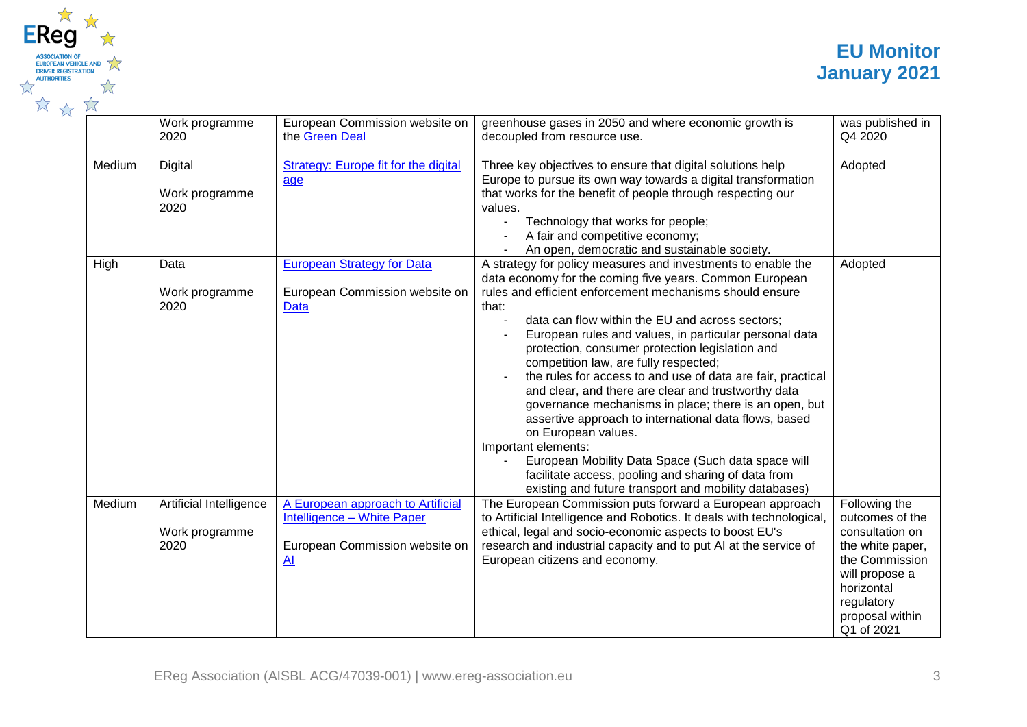| | | | | |
|---|---|---|---|---|
| | Work programme 2020 | European Commission website on the Green Deal | greenhouse gases in 2050 and where economic growth is decoupled from resource use. | was published in Q4 2020 |
| Medium | Digital<br><br>Work programme 2020 | Strategy: Europe fit for the digital age | Three key objectives to ensure that digital solutions help Europe to pursue its own way towards a digital transformation that works for the benefit of people through respecting our values.<br>- Technology that works for people;<br>- A fair and competitive economy;<br>- An open, democratic and sustainable society. | Adopted |
| High | Data<br><br>Work programme 2020 | European Strategy for Data<br><br>European Commission website on Data | A strategy for policy measures and investments to enable the data economy for the coming five years. Common European rules and efficient enforcement mechanisms should ensure that:<br>- data can flow within the EU and across sectors;<br>- European rules and values, in particular personal data protection, consumer protection legislation and competition law, are fully respected;<br>- the rules for access to and use of data are fair, practical and clear, and there are clear and trustworthy data governance mechanisms in place; there is an open, but assertive approach to international data flows, based on European values.<br>Important elements:<br>- European Mobility Data Space (Such data space will facilitate access, pooling and sharing of data from existing and future transport and mobility databases) | Adopted |
| Medium | Artificial Intelligence<br><br>Work programme 2020 | A European approach to Artificial Intelligence – White Paper<br><br>European Commission website on AI | The European Commission puts forward a European approach to Artificial Intelligence and Robotics. It deals with technological, ethical, legal and socio-economic aspects to boost EU's research and industrial capacity and to put AI at the service of European citizens and economy. | Following the outcomes of the consultation on the white paper, the Commission will propose a horizontal regulatory proposal within Q1 of 2021 |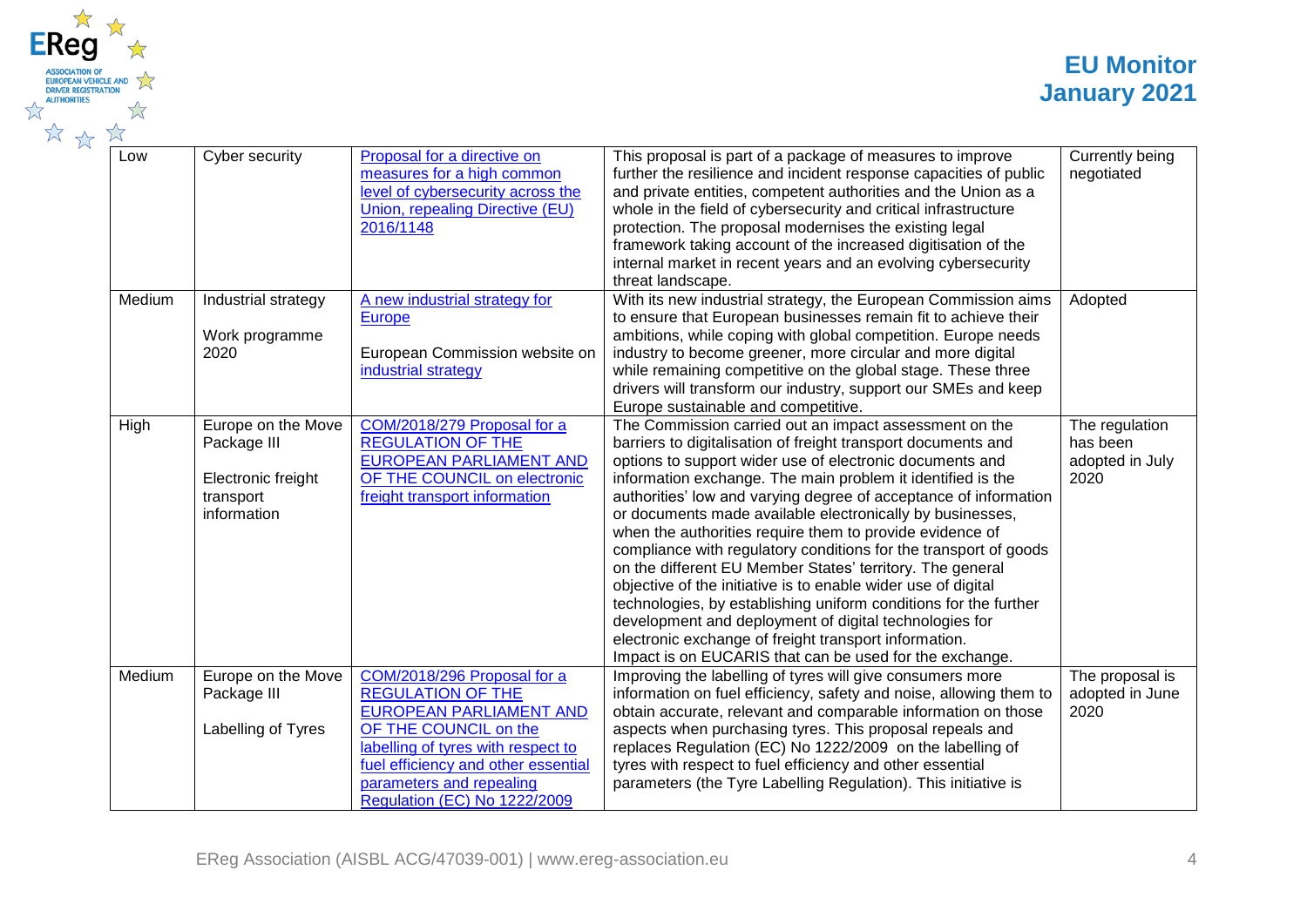| | | | | |
|---|---|---|---|---|
| Low | Cyber security | Proposal for a directive on measures for a high common level of cybersecurity across the Union, repealing Directive (EU) 2016/1148 | This proposal is part of a package of measures to improve further the resilience and incident response capacities of public and private entities, competent authorities and the Union as a whole in the field of cybersecurity and critical infrastructure protection. The proposal modernises the existing legal framework taking account of the increased digitisation of the internal market in recent years and an evolving cybersecurity threat landscape. | Currently being negotiated |
| Medium | Industrial strategy<br><br>Work programme 2020 | A new industrial strategy for Europe<br><br>European Commission website on industrial strategy | With its new industrial strategy, the European Commission aims to ensure that European businesses remain fit to achieve their ambitions, while coping with global competition. Europe needs industry to become greener, more circular and more digital while remaining competitive on the global stage. These three drivers will transform our industry, support our SMEs and keep Europe sustainable and competitive. | Adopted |
| High | Europe on the Move Package III<br><br>Electronic freight transport information | COM/2018/279 Proposal for a REGULATION OF THE EUROPEAN PARLIAMENT AND OF THE COUNCIL on electronic freight transport information | The Commission carried out an impact assessment on the barriers to digitalisation of freight transport documents and options to support wider use of electronic documents and information exchange. The main problem it identified is the authorities' low and varying degree of acceptance of information or documents made available electronically by businesses, when the authorities require them to provide evidence of compliance with regulatory conditions for the transport of goods on the different EU Member States' territory. The general objective of the initiative is to enable wider use of digital technologies, by establishing uniform conditions for the further development and deployment of digital technologies for electronic exchange of freight transport information.<br>Impact is on EUCARIS that can be used for the exchange. | The regulation has been adopted in July 2020 |
| Medium | Europe on the Move Package III<br><br>Labelling of Tyres | COM/2018/296 Proposal for a REGULATION OF THE EUROPEAN PARLIAMENT AND OF THE COUNCIL on the labelling of tyres with respect to fuel efficiency and other essential parameters and repealing Regulation (EC) No 1222/2009 | Improving the labelling of tyres will give consumers more information on fuel efficiency, safety and noise, allowing them to obtain accurate, relevant and comparable information on those aspects when purchasing tyres. This proposal repeals and replaces Regulation (EC) No 1222/2009 on the labelling of tyres with respect to fuel efficiency and other essential parameters (the Tyre Labelling Regulation). This initiative is | The proposal is adopted in June 2020 |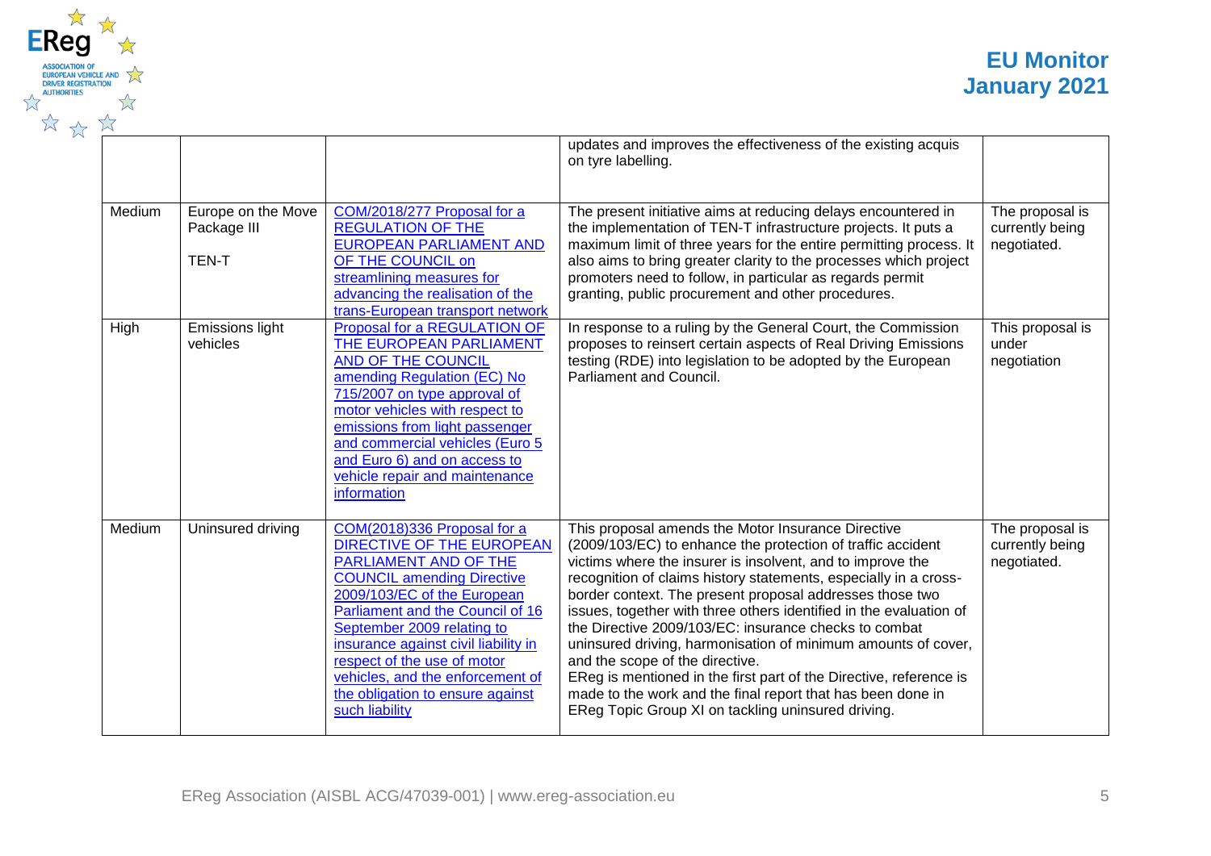| | | | | |
|---|---|---|---|---|
| | | | updates and improves the effectiveness of the existing acquis on tyre labelling. | |
| Medium | Europe on the Move Package III<br><br>TEN-T | COM/2018/277 Proposal for a REGULATION OF THE EUROPEAN PARLIAMENT AND OF THE COUNCIL on streamlining measures for advancing the realisation of the trans-European transport network | The present initiative aims at reducing delays encountered in the implementation of TEN-T infrastructure projects. It puts a maximum limit of three years for the entire permitting process. It also aims to bring greater clarity to the processes which project promoters need to follow, in particular as regards permit granting, public procurement and other procedures. | The proposal is currently being negotiated. |
| High | Emissions light vehicles | Proposal for a REGULATION OF THE EUROPEAN PARLIAMENT AND OF THE COUNCIL amending Regulation (EC) No 715/2007 on type approval of motor vehicles with respect to emissions from light passenger and commercial vehicles (Euro 5 and Euro 6) and on access to vehicle repair and maintenance information | In response to a ruling by the General Court, the Commission proposes to reinsert certain aspects of Real Driving Emissions testing (RDE) into legislation to be adopted by the European Parliament and Council. | This proposal is under negotiation |
| Medium | Uninsured driving | COM(2018)336 Proposal for a DIRECTIVE OF THE EUROPEAN PARLIAMENT AND OF THE COUNCIL amending Directive 2009/103/EC of the European Parliament and the Council of 16 September 2009 relating to insurance against civil liability in respect of the use of motor vehicles, and the enforcement of the obligation to ensure against such liability | This proposal amends the Motor Insurance Directive (2009/103/EC) to enhance the protection of traffic accident victims where the insurer is insolvent, and to improve the recognition of claims history statements, especially in a cross-border context. The present proposal addresses those two issues, together with three others identified in the evaluation of the Directive 2009/103/EC: insurance checks to combat uninsured driving, harmonisation of minimum amounts of cover, and the scope of the directive.<br>EReg is mentioned in the first part of the Directive, reference is made to the work and the final report that has been done in EReg Topic Group XI on tackling uninsured driving. | The proposal is currently being negotiated. |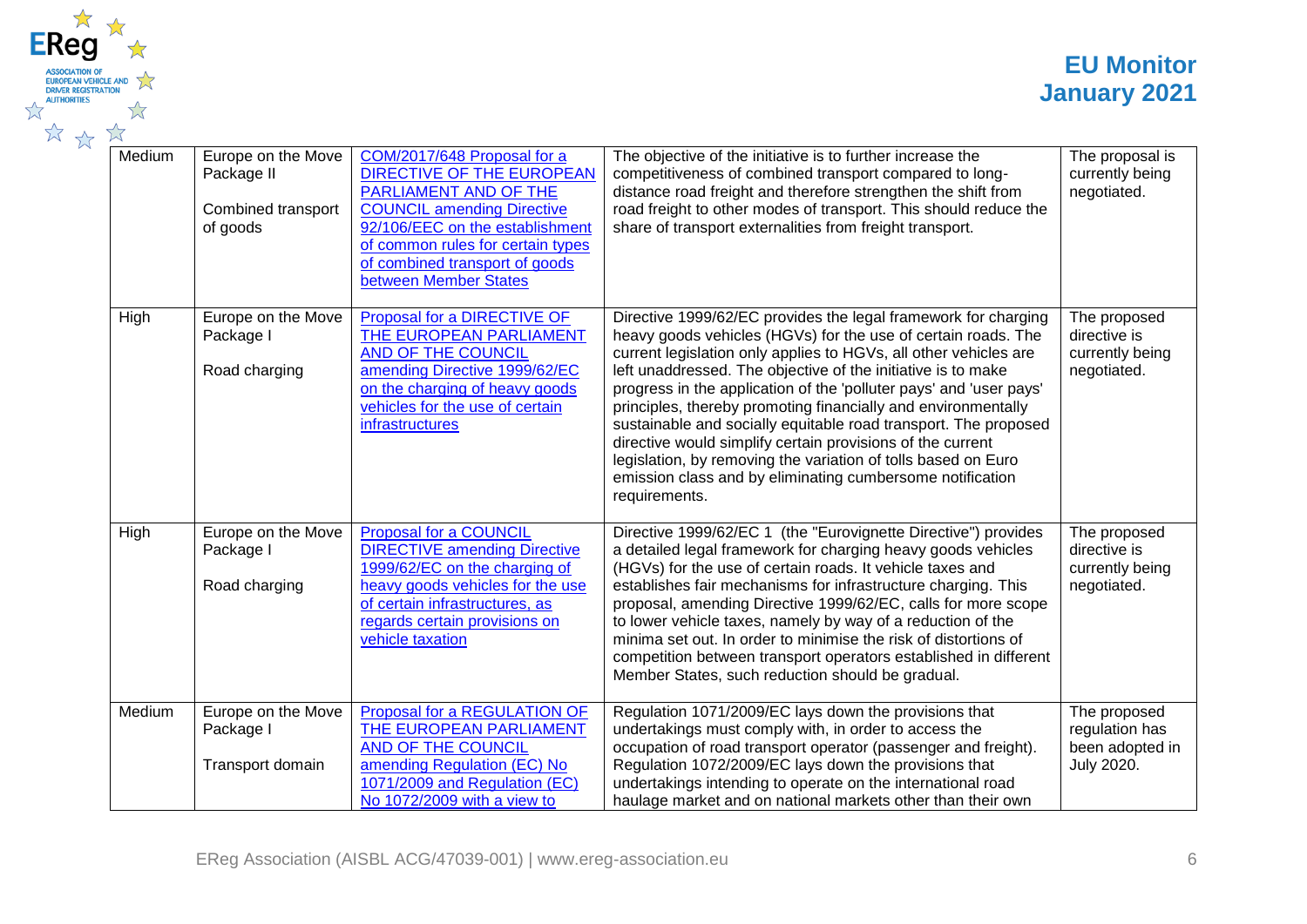| | | | | |
|---|---|---|---|---|
| Medium | Europe on the Move Package II<br><br>Combined transport of goods | COM/2017/648 Proposal for a DIRECTIVE OF THE EUROPEAN PARLIAMENT AND OF THE COUNCIL amending Directive 92/106/EEC on the establishment of common rules for certain types of combined transport of goods between Member States | The objective of the initiative is to further increase the competitiveness of combined transport compared to long-distance road freight and therefore strengthen the shift from road freight to other modes of transport. This should reduce the share of transport externalities from freight transport. | The proposal is currently being negotiated. |
| High | Europe on the Move Package I<br><br>Road charging | Proposal for a DIRECTIVE OF THE EUROPEAN PARLIAMENT AND OF THE COUNCIL amending Directive 1999/62/EC on the charging of heavy goods vehicles for the use of certain infrastructures | Directive 1999/62/EC provides the legal framework for charging heavy goods vehicles (HGVs) for the use of certain roads. The current legislation only applies to HGVs, all other vehicles are left unaddressed. The objective of the initiative is to make progress in the application of the 'polluter pays' and 'user pays' principles, thereby promoting financially and environmentally sustainable and socially equitable road transport. The proposed directive would simplify certain provisions of the current legislation, by removing the variation of tolls based on Euro emission class and by eliminating cumbersome notification requirements. | The proposed directive is currently being negotiated. |
| High | Europe on the Move Package I<br><br>Road charging | Proposal for a COUNCIL DIRECTIVE amending Directive 1999/62/EC on the charging of heavy goods vehicles for the use of certain infrastructures, as regards certain provisions on vehicle taxation | Directive 1999/62/EC 1 (the "Eurovignette Directive") provides a detailed legal framework for charging heavy goods vehicles (HGVs) for the use of certain roads. It vehicle taxes and establishes fair mechanisms for infrastructure charging. This proposal, amending Directive 1999/62/EC, calls for more scope to lower vehicle taxes, namely by way of a reduction of the minima set out. In order to minimise the risk of distortions of competition between transport operators established in different Member States, such reduction should be gradual. | The proposed directive is currently being negotiated. |
| Medium | Europe on the Move Package I<br><br>Transport domain | Proposal for a REGULATION OF THE EUROPEAN PARLIAMENT AND OF THE COUNCIL amending Regulation (EC) No 1071/2009 and Regulation (EC) No 1072/2009 with a view to | Regulation 1071/2009/EC lays down the provisions that undertakings must comply with, in order to access the occupation of road transport operator (passenger and freight). Regulation 1072/2009/EC lays down the provisions that undertakings intending to operate on the international road haulage market and on national markets other than their own | The proposed regulation has been adopted in July 2020. |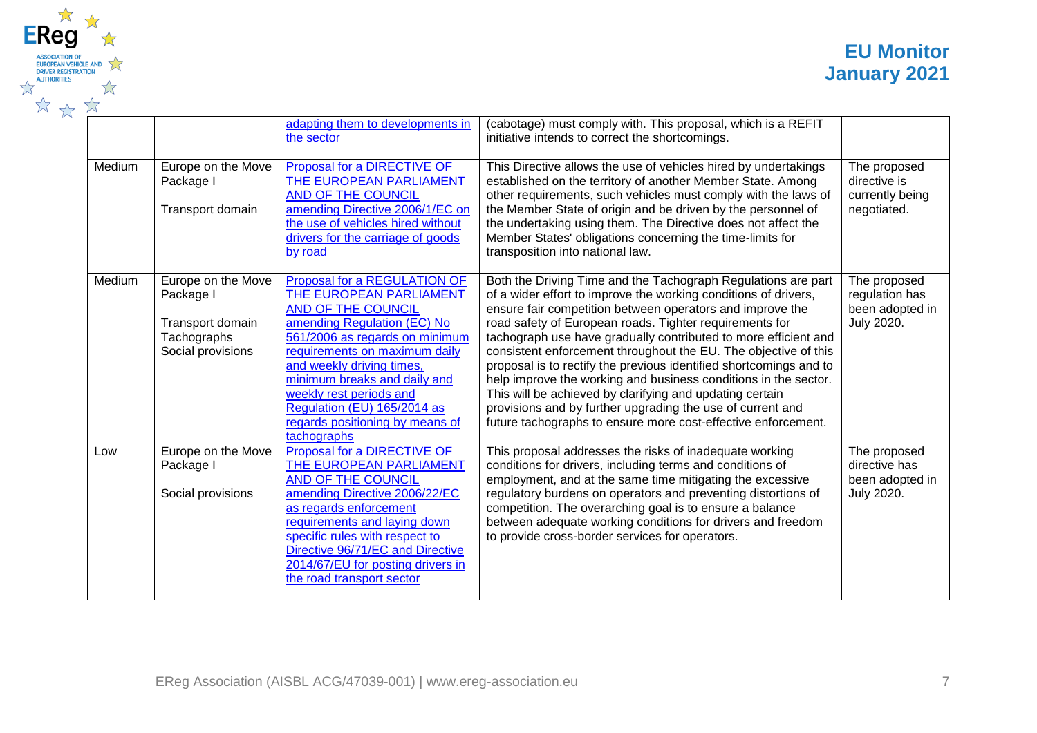| | | | | |
|---|---|---|---|---|
| | | adapting them to developments in the sector | (cabotage) must comply with. This proposal, which is a REFIT initiative intends to correct the shortcomings. | |
| Medium | Europe on the Move Package I<br><br>Transport domain | Proposal for a DIRECTIVE OF THE EUROPEAN PARLIAMENT AND OF THE COUNCIL amending Directive 2006/1/EC on the use of vehicles hired without drivers for the carriage of goods by road | This Directive allows the use of vehicles hired by undertakings established on the territory of another Member State. Among other requirements, such vehicles must comply with the laws of the Member State of origin and be driven by the personnel of the undertaking using them. The Directive does not affect the Member States' obligations concerning the time-limits for transposition into national law. | The proposed directive is currently being negotiated. |
| Medium | Europe on the Move Package I<br><br>Transport domain<br>Tachographs<br>Social provisions | Proposal for a REGULATION OF THE EUROPEAN PARLIAMENT AND OF THE COUNCIL amending Regulation (EC) No 561/2006 as regards on minimum requirements on maximum daily and weekly driving times, minimum breaks and daily and weekly rest periods and Regulation (EU) 165/2014 as regards positioning by means of tachographs | Both the Driving Time and the Tachograph Regulations are part of a wider effort to improve the working conditions of drivers, ensure fair competition between operators and improve the road safety of European roads. Tighter requirements for tachograph use have gradually contributed to more efficient and consistent enforcement throughout the EU. The objective of this proposal is to rectify the previous identified shortcomings and to help improve the working and business conditions in the sector. This will be achieved by clarifying and updating certain provisions and by further upgrading the use of current and future tachographs to ensure more cost-effective enforcement. | The proposed regulation has been adopted in July 2020. |
| Low | Europe on the Move Package I<br><br>Social provisions | Proposal for a DIRECTIVE OF THE EUROPEAN PARLIAMENT AND OF THE COUNCIL amending Directive 2006/22/EC as regards enforcement requirements and laying down specific rules with respect to Directive 96/71/EC and Directive 2014/67/EU for posting drivers in the road transport sector | This proposal addresses the risks of inadequate working conditions for drivers, including terms and conditions of employment, and at the same time mitigating the excessive regulatory burdens on operators and preventing distortions of competition. The overarching goal is to ensure a balance between adequate working conditions for drivers and freedom to provide cross-border services for operators. | The proposed directive has been adopted in July 2020. |